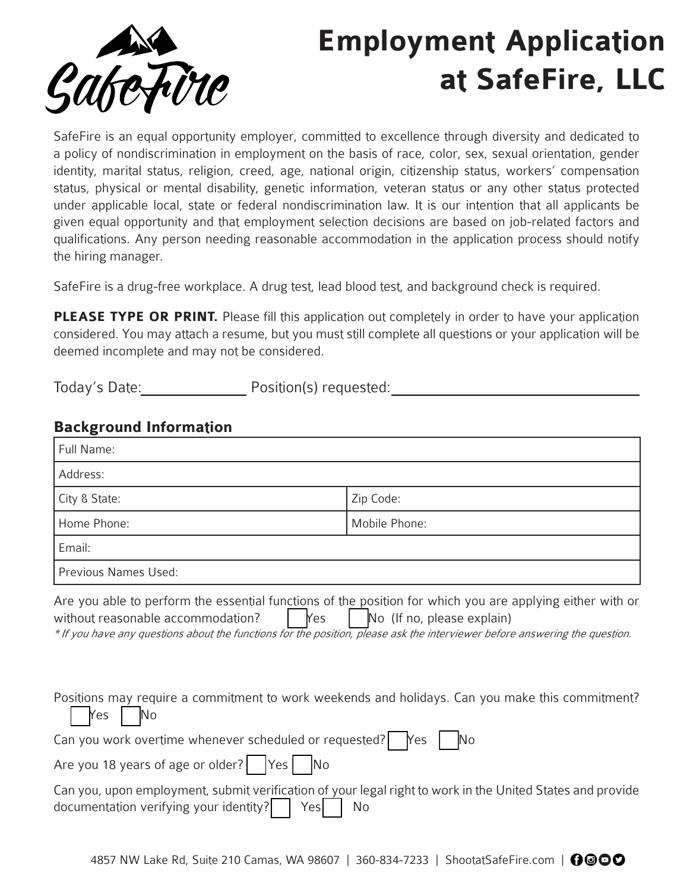# Employment Application at SafeFire, LLC

SafeFire is an equal opportunity employer, committed to excellence through diversity and dedicated to a policy of nondiscrimination in employment on the basis of race, color, sex, sexual orientation, gender identity, marital status, religion, creed, age, national origin, citizenship status, workers' compensation status, physical or mental disability, genetic information, veteran status or any other status protected under applicable local, state or federal nondiscrimination law. It is our intention that all applicants be given equal opportunity and that employment selection decisions are based on job-related factors and qualifications. Any person needing reasonable accommodation in the application process should notify the hiring manager.

SafeFire is a drug-free workplace. A drug test, lead blood test, and background check is required.

**PLEASE TYPE OR PRINT.** Please fill this application out completely in order to have your application considered. You may attach a resume, but you must still complete all questions or your application will be deemed incomplete and may not be considered.

Today's Date: ____________ Position(s) requested: ______________________________

## Background Information

| | |
|---|---|
| Full Name: | |
| Address: | |
| City & State: | Zip Code: |
| Home Phone: | Mobile Phone: |
| Email: | |
| Previous Names Used: | |

Are you able to perform the essential functions of the position for which you are applying either with or without reasonable accommodation? ☐ Yes ☐ No (If no, please explain)

*\* If you have any questions about the functions for the position, please ask the interviewer before answering the question.*

Positions may require a commitment to work weekends and holidays. Can you make this commitment? ☐ Yes ☐ No

Can you work overtime whenever scheduled or requested? ☐ Yes ☐ No

Are you 18 years of age or older? ☐ Yes ☐ No

Can you, upon employment, submit verification of your legal right to work in the United States and provide documentation verifying your identity? ☐ Yes ☐ No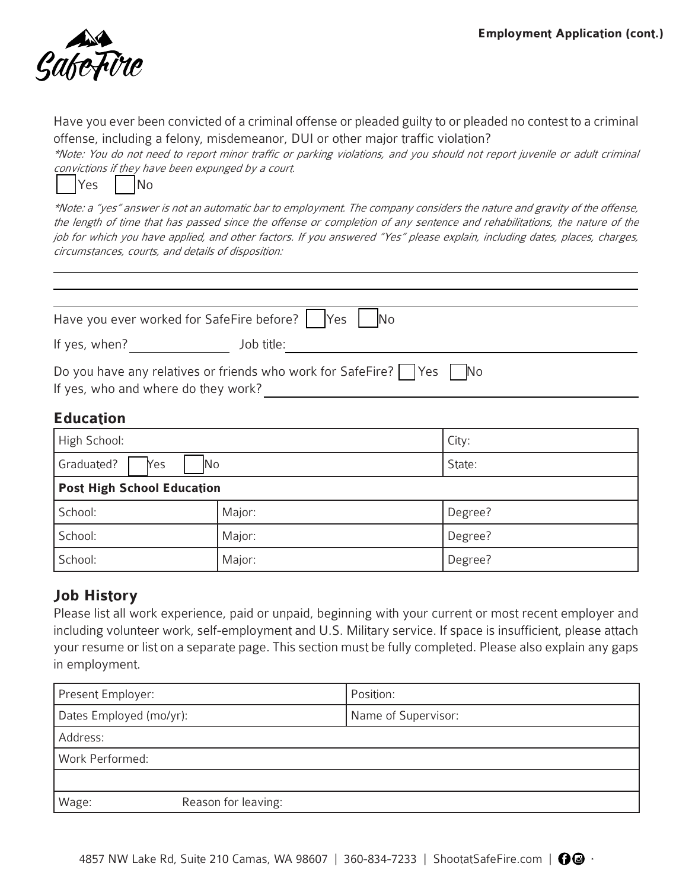Have you ever been convicted of a criminal offense or pleaded guilty to or pleaded no contest to a criminal offense, including a felony, misdemeanor, DUI or other major traffic violation?

*\*Note: You do not need to report minor traffic or parking violations, and you should not report juvenile or adult criminal convictions if they have been expunged by a court.*

☐ Yes ☐ No

*\*Note: a "yes" answer is not an automatic bar to employment. The company considers the nature and gravity of the offense, the length of time that has passed since the offense or completion of any sentence and rehabilitations, the nature of the job for which you have applied, and other factors. If you answered "Yes" please explain, including dates, places, charges, circumstances, courts, and details of disposition:*

______________________________________________________________________

______________________________________________________________________

______________________________________________________________________

Have you ever worked for SafeFire before? ☐ Yes ☐ No

If yes, when? ______________ Job title: ______________________________

Do you have any relatives or friends who work for SafeFire? ☐ Yes ☐ No

If yes, who and where do they work? ______________________________

## Education

| High School: | | City: |
|---|---|---|
| Graduated? ☐ Yes ☐ No | | State: |
| **Post High School Education** | | |
| School: | Major: | Degree? |
| School: | Major: | Degree? |
| School: | Major: | Degree? |

## Job History

Please list all work experience, paid or unpaid, beginning with your current or most recent employer and including volunteer work, self-employment and U.S. Military service. If space is insufficient, please attach your resume or list on a separate page. This section must be fully completed. Please also explain any gaps in employment.

| Present Employer: | Position: |
|---|---|
| Dates Employed (mo/yr): | Name of Supervisor: |
| Address: | |
| Work Performed: | |
| | |
| Wage: Reason for leaving: | |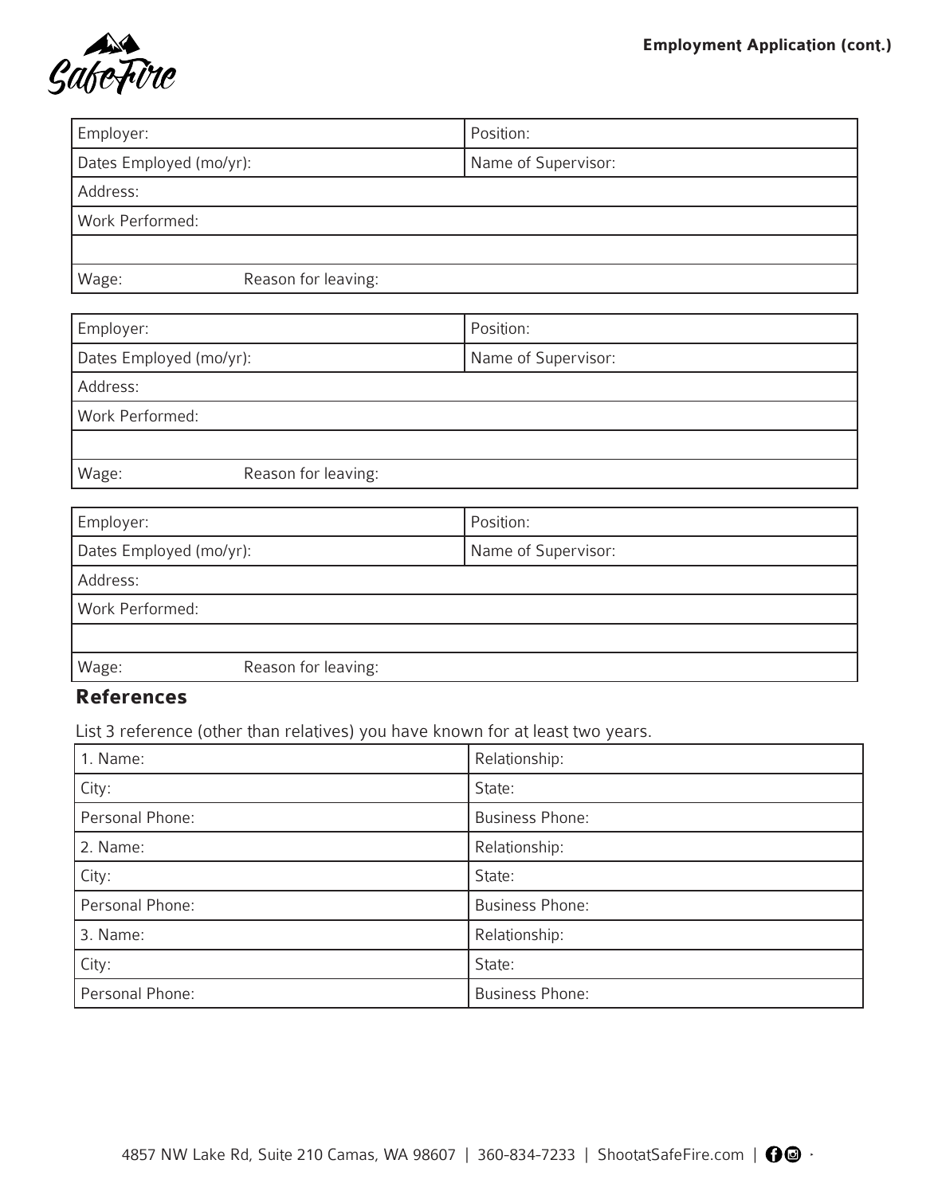| Employer: | Position: |
|---|---|
| Dates Employed (mo/yr): | Name of Supervisor: |
| Address: | |
| Work Performed: | |
| | |
| Wage: Reason for leaving: | |

| Employer: | Position: |
|---|---|
| Dates Employed (mo/yr): | Name of Supervisor: |
| Address: | |
| Work Performed: | |
| | |
| Wage: Reason for leaving: | |

| Employer: | Position: |
|---|---|
| Dates Employed (mo/yr): | Name of Supervisor: |
| Address: | |
| Work Performed: | |
| | |
| Wage: Reason for leaving: | |

## References

List 3 reference (other than relatives) you have known for at least two years.

| 1. Name: | Relationship: |
|---|---|
| City: | State: |
| Personal Phone: | Business Phone: |
| 2. Name: | Relationship: |
| City: | State: |
| Personal Phone: | Business Phone: |
| 3. Name: | Relationship: |
| City: | State: |
| Personal Phone: | Business Phone: |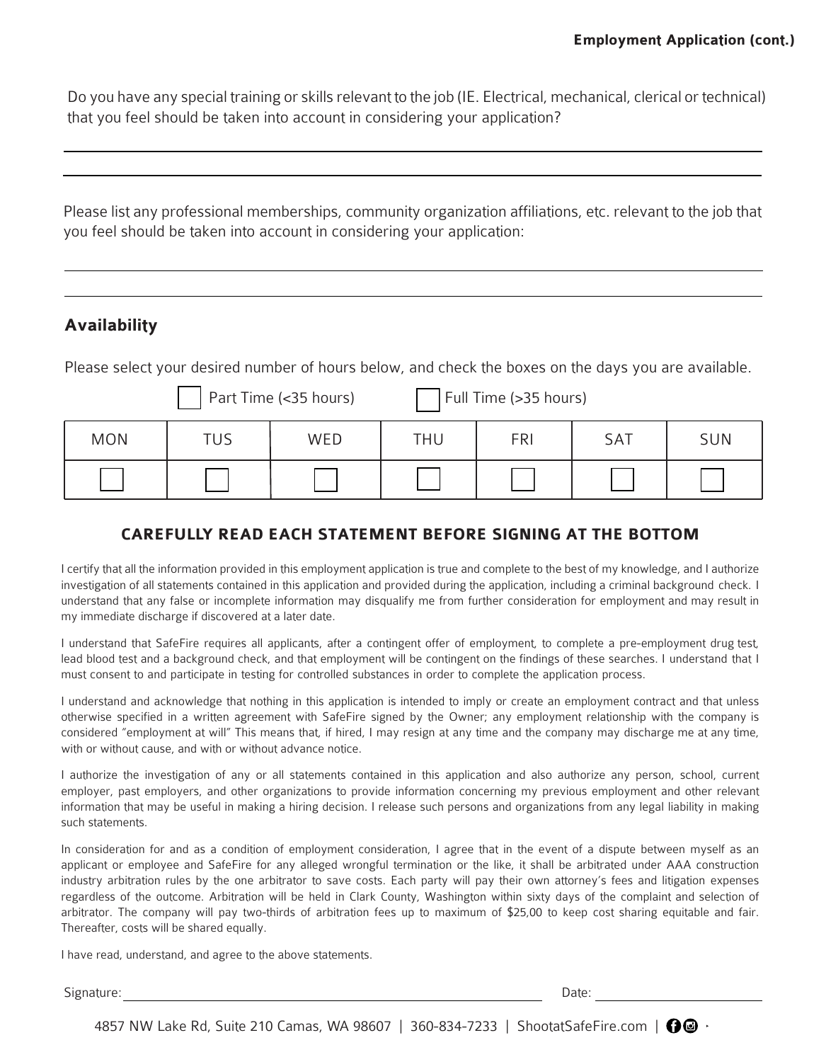Do you have any special training or skills relevant to the job (IE. Electrical, mechanical, clerical or technical) that you feel should be taken into account in considering your application?

\_\_\_\_\_\_\_\_\_\_\_\_\_\_\_\_\_\_\_\_\_\_\_\_\_\_\_\_\_\_\_\_\_\_\_\_\_\_\_\_\_\_\_\_\_\_\_\_\_\_\_\_\_\_\_\_\_\_\_\_

\_\_\_\_\_\_\_\_\_\_\_\_\_\_\_\_\_\_\_\_\_\_\_\_\_\_\_\_\_\_\_\_\_\_\_\_\_\_\_\_\_\_\_\_\_\_\_\_\_\_\_\_\_\_\_\_\_\_\_\_

Please list any professional memberships, community organization affiliations, etc. relevant to the job that you feel should be taken into account in considering your application:

\_\_\_\_\_\_\_\_\_\_\_\_\_\_\_\_\_\_\_\_\_\_\_\_\_\_\_\_\_\_\_\_\_\_\_\_\_\_\_\_\_\_\_\_\_\_\_\_\_\_\_\_\_\_\_\_\_\_\_\_

\_\_\_\_\_\_\_\_\_\_\_\_\_\_\_\_\_\_\_\_\_\_\_\_\_\_\_\_\_\_\_\_\_\_\_\_\_\_\_\_\_\_\_\_\_\_\_\_\_\_\_\_\_\_\_\_\_\_\_\_

## Availability

Please select your desired number of hours below, and check the boxes on the days you are available.

☐ Part Time (<35 hours)     ☐ Full Time (>35 hours)

| MON | TUS | WED | THU | FRI | SAT | SUN |
|---|---|---|---|---|---|---|
| ☐ | ☐ | ☐ | ☐ | ☐ | ☐ | ☐ |

### CAREFULLY READ EACH STATEMENT BEFORE SIGNING AT THE BOTTOM

I certify that all the information provided in this employment application is true and complete to the best of my knowledge, and I authorize investigation of all statements contained in this application and provided during the application, including a criminal background check. I understand that any false or incomplete information may disqualify me from further consideration for employment and may result in my immediate discharge if discovered at a later date.

I understand that SafeFire requires all applicants, after a contingent offer of employment, to complete a pre-employment drug test, lead blood test and a background check, and that employment will be contingent on the findings of these searches. I understand that I must consent to and participate in testing for controlled substances in order to complete the application process.

I understand and acknowledge that nothing in this application is intended to imply or create an employment contract and that unless otherwise specified in a written agreement with SafeFire signed by the Owner; any employment relationship with the company is considered "employment at will" This means that, if hired, I may resign at any time and the company may discharge me at any time, with or without cause, and with or without advance notice.

I authorize the investigation of any or all statements contained in this application and also authorize any person, school, current employer, past employers, and other organizations to provide information concerning my previous employment and other relevant information that may be useful in making a hiring decision. I release such persons and organizations from any legal liability in making such statements.

In consideration for and as a condition of employment consideration, I agree that in the event of a dispute between myself as an applicant or employee and SafeFire for any alleged wrongful termination or the like, it shall be arbitrated under AAA construction industry arbitration rules by the one arbitrator to save costs. Each party will pay their own attorney's fees and litigation expenses regardless of the outcome. Arbitration will be held in Clark County, Washington within sixty days of the complaint and selection of arbitrator. The company will pay two-thirds of arbitration fees up to maximum of $25,00 to keep cost sharing equitable and fair. Thereafter, costs will be shared equally.

I have read, understand, and agree to the above statements.

Signature: \_\_\_\_\_\_\_\_\_\_\_\_\_\_\_\_\_\_\_\_\_\_\_\_\_\_\_\_\_\_\_\_\_\_\_\_\_\_\_\_ Date: \_\_\_\_\_\_\_\_\_\_\_\_\_\_\_\_\_\_

4857 NW Lake Rd, Suite 210 Camas, WA 98607 | 360-834-7233 | ShootatSafeFire.com